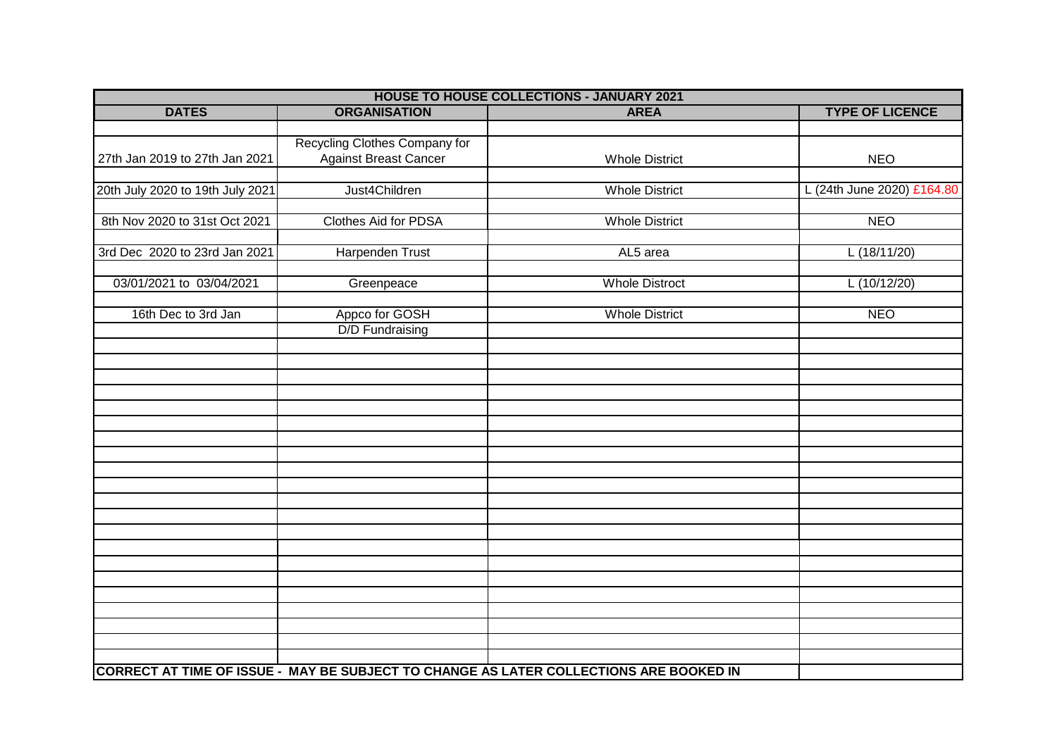| HOUSE TO HOUSE COLLECTIONS - JANUARY 2021 | | | |
|---|---|---|---|
| **DATES** | **ORGANISATION** | **AREA** | **TYPE OF LICENCE** |
| 27th Jan 2019 to 27th Jan 2021 | Recycling Clothes Company for Against Breast Cancer | Whole District | NEO |
| 20th July 2020 to 19th July 2021 | Just4Children | Whole District | L (24th June 2020) £164.80 |
| 8th Nov 2020 to 31st Oct 2021 | Clothes Aid for PDSA | Whole District | NEO |
| 3rd Dec 2020 to 23rd Jan 2021 | Harpenden Trust | AL5 area | L (18/11/20) |
| 03/01/2021 to 03/04/2021 | Greenpeace | Whole Distroct | L (10/12/20) |
| 16th Dec to 3rd Jan | Appco for GOSH | Whole District | NEO |
| | D/D Fundraising | | |

**CORRECT AT TIME OF ISSUE - MAY BE SUBJECT TO CHANGE AS LATER COLLECTIONS ARE BOOKED IN**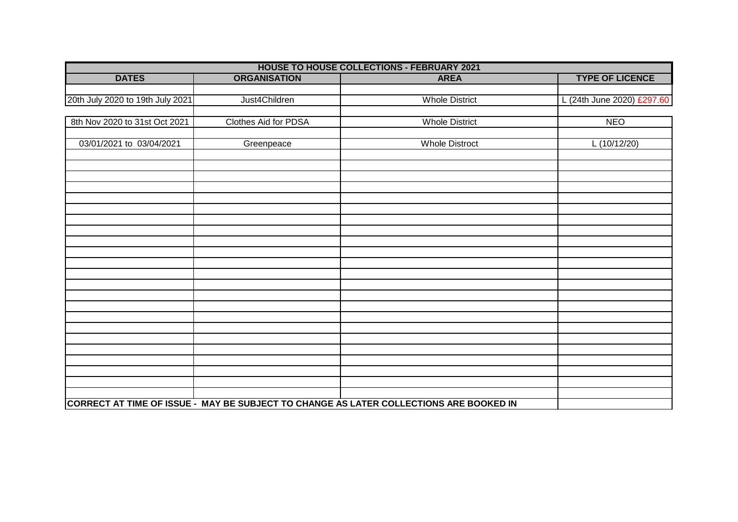| HOUSE TO HOUSE COLLECTIONS - FEBRUARY 2021 | | | |
|---|---|---|---|
| **DATES** | **ORGANISATION** | **AREA** | **TYPE OF LICENCE** |
| 20th July 2020 to 19th July 2021 | Just4Children | Whole District | L (24th June 2020) £297.60 |
| 8th Nov 2020 to 31st Oct 2021 | Clothes Aid for PDSA | Whole District | NEO |
| 03/01/2021 to 03/04/2021 | Greenpeace | Whole Distroct | L (10/12/20) |
| **CORRECT AT TIME OF ISSUE - MAY BE SUBJECT TO CHANGE AS LATER COLLECTIONS ARE BOOKED IN** | | | |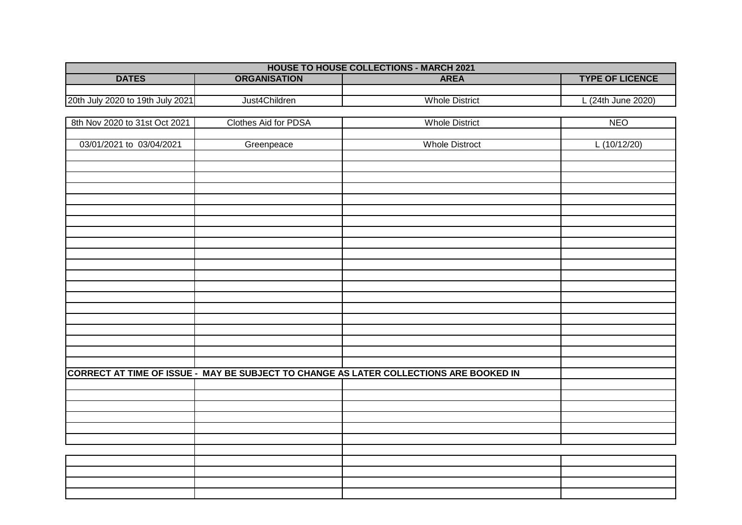| HOUSE TO HOUSE COLLECTIONS - MARCH 2021 | | | |
|---|---|---|---|
| **DATES** | **ORGANISATION** | **AREA** | **TYPE OF LICENCE** |
| 20th July 2020 to 19th July 2021 | Just4Children | Whole District | L (24th June 2020) |
| 8th Nov 2020 to 31st Oct 2021 | Clothes Aid for PDSA | Whole District | NEO |
| 03/01/2021 to 03/04/2021 | Greenpeace | Whole Distroct | L (10/12/20) |

**CORRECT AT TIME OF ISSUE - MAY BE SUBJECT TO CHANGE AS LATER COLLECTIONS ARE BOOKED IN**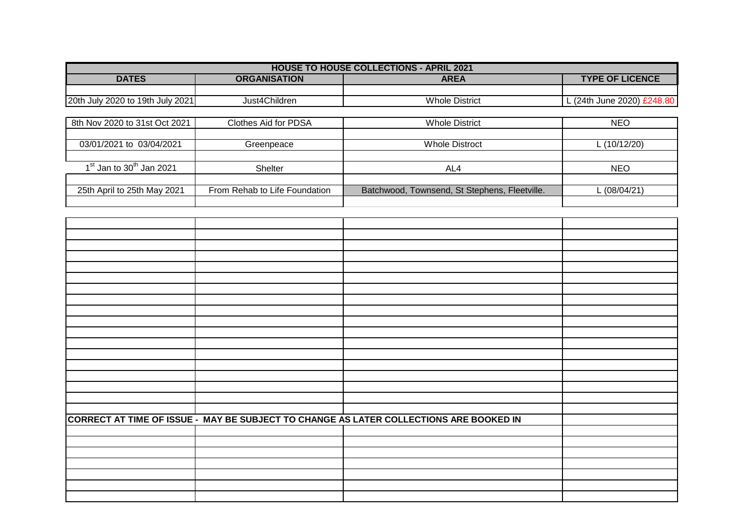| HOUSE TO HOUSE COLLECTIONS - APRIL 2021 | | | |
|---|---|---|---|
| **DATES** | **ORGANISATION** | **AREA** | **TYPE OF LICENCE** |
| 20th July 2020 to 19th July 2021 | Just4Children | Whole District | L (24th June 2020) £248.80 |
| 8th Nov 2020 to 31st Oct 2021 | Clothes Aid for PDSA | Whole District | NEO |
| 03/01/2021 to 03/04/2021 | Greenpeace | Whole Distroct | L (10/12/20) |
| 1st Jan to 30th Jan 2021 | Shelter | AL4 | NEO |
| 25th April to 25th May 2021 | From Rehab to Life Foundation | Batchwood, Townsend, St Stephens, Fleetville. | L (08/04/21) |

**CORRECT AT TIME OF ISSUE - MAY BE SUBJECT TO CHANGE AS LATER COLLECTIONS ARE BOOKED IN**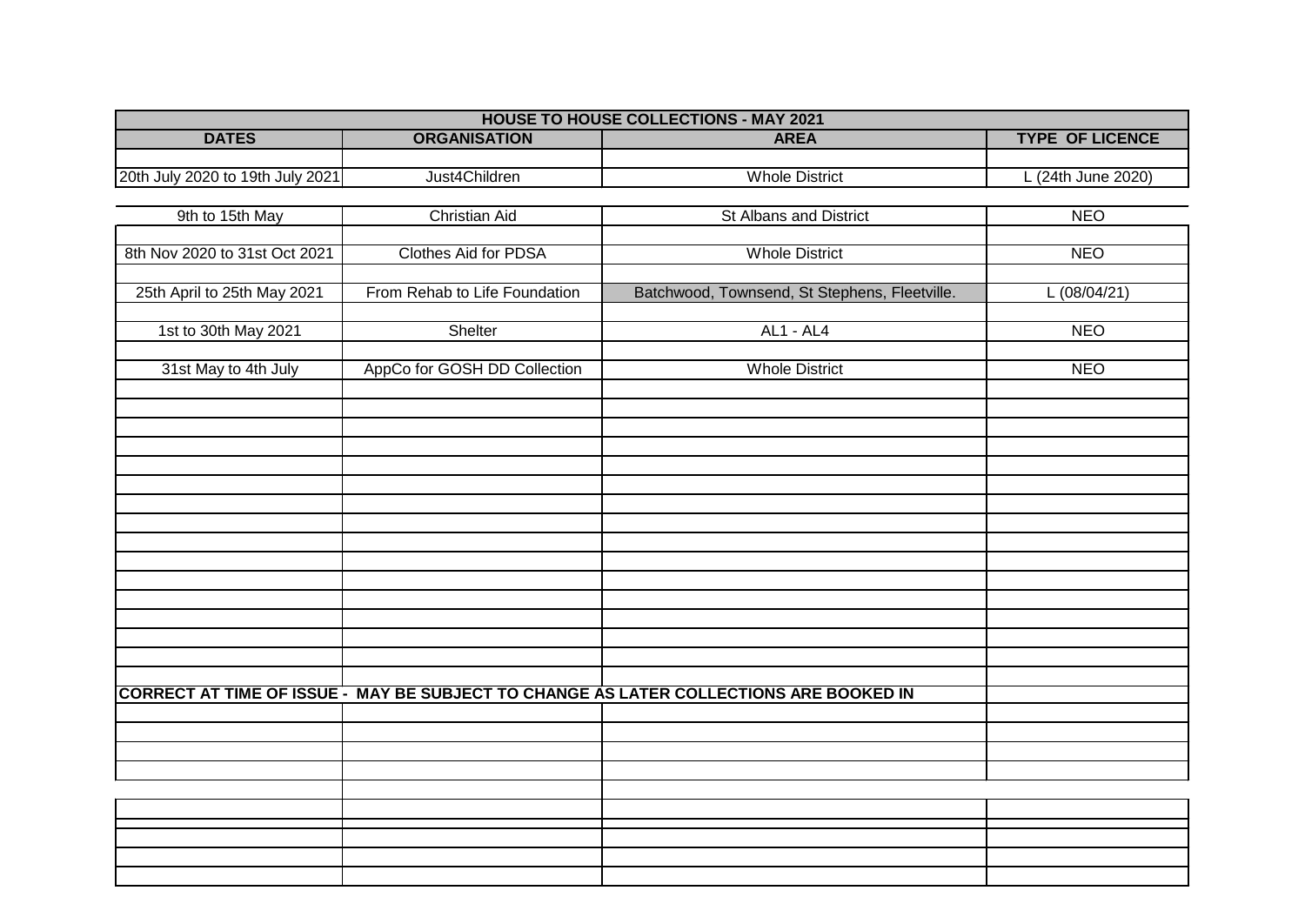| HOUSE TO HOUSE COLLECTIONS - MAY 2021 | | | |
|---|---|---|---|
| **DATES** | **ORGANISATION** | **AREA** | **TYPE OF LICENCE** |
| 20th July 2020 to 19th July 2021 | Just4Children | Whole District | L (24th June 2020) |
| 9th to 15th May | Christian Aid | St Albans and District | NEO |
| 8th Nov 2020 to 31st Oct 2021 | Clothes Aid for PDSA | Whole District | NEO |
| 25th April to 25th May 2021 | From Rehab to Life Foundation | Batchwood, Townsend, St Stephens, Fleetville. | L (08/04/21) |
| 1st to 30th May 2021 | Shelter | AL1 - AL4 | NEO |
| 31st May to 4th July | AppCo for GOSH DD Collection | Whole District | NEO |

**CORRECT AT TIME OF ISSUE - MAY BE SUBJECT TO CHANGE AS LATER COLLECTIONS ARE BOOKED IN**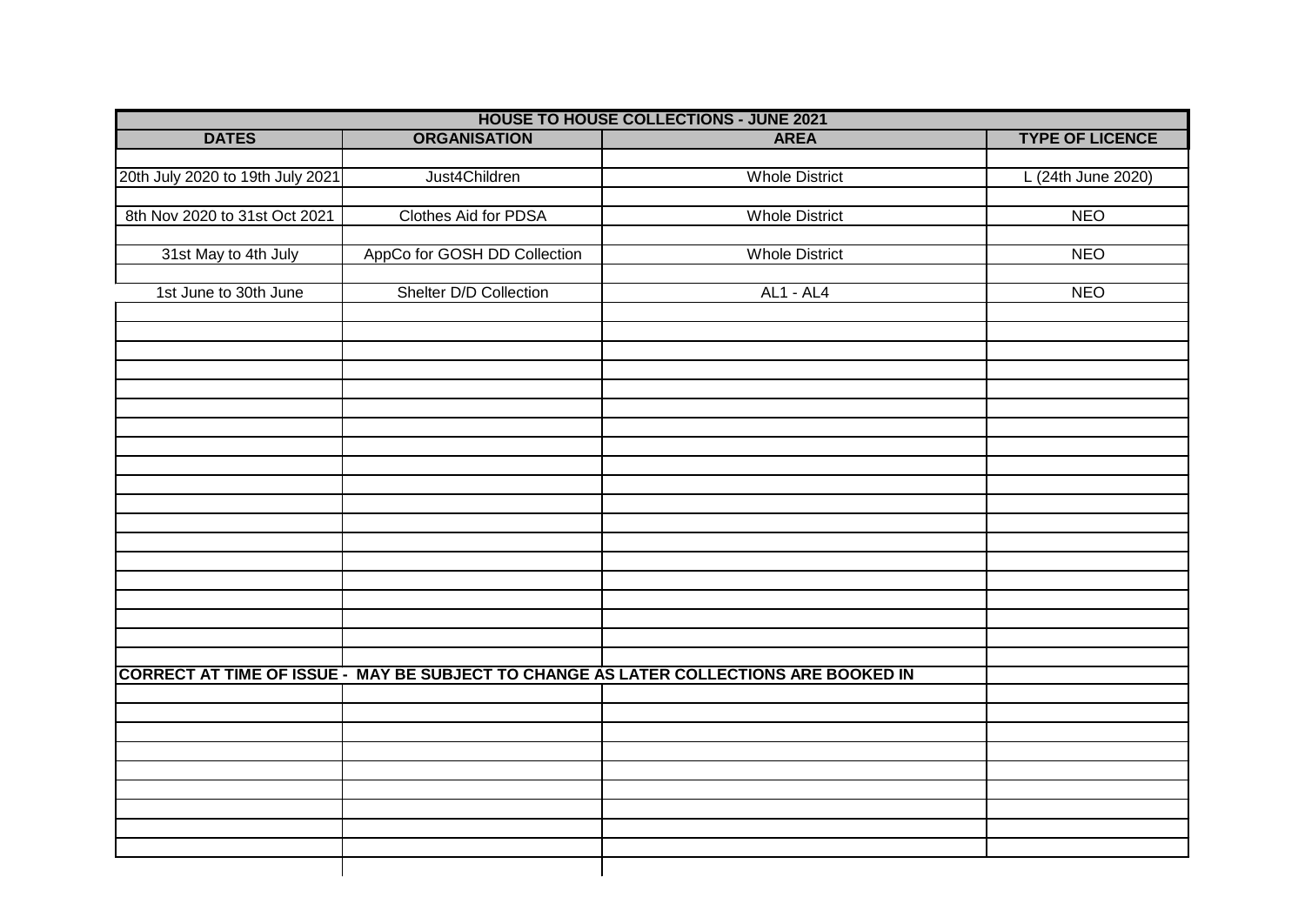| HOUSE TO HOUSE COLLECTIONS - JUNE 2021 | | | |
|---|---|---|---|
| **DATES** | **ORGANISATION** | **AREA** | **TYPE OF LICENCE** |
| 20th July 2020 to 19th July 2021 | Just4Children | Whole District | L (24th June 2020) |
| 8th Nov 2020 to 31st Oct 2021 | Clothes Aid for PDSA | Whole District | NEO |
| 31st May to 4th July | AppCo for GOSH DD Collection | Whole District | NEO |
| 1st June to 30th June | Shelter D/D Collection | AL1 - AL4 | NEO |

**CORRECT AT TIME OF ISSUE - MAY BE SUBJECT TO CHANGE AS LATER COLLECTIONS ARE BOOKED IN**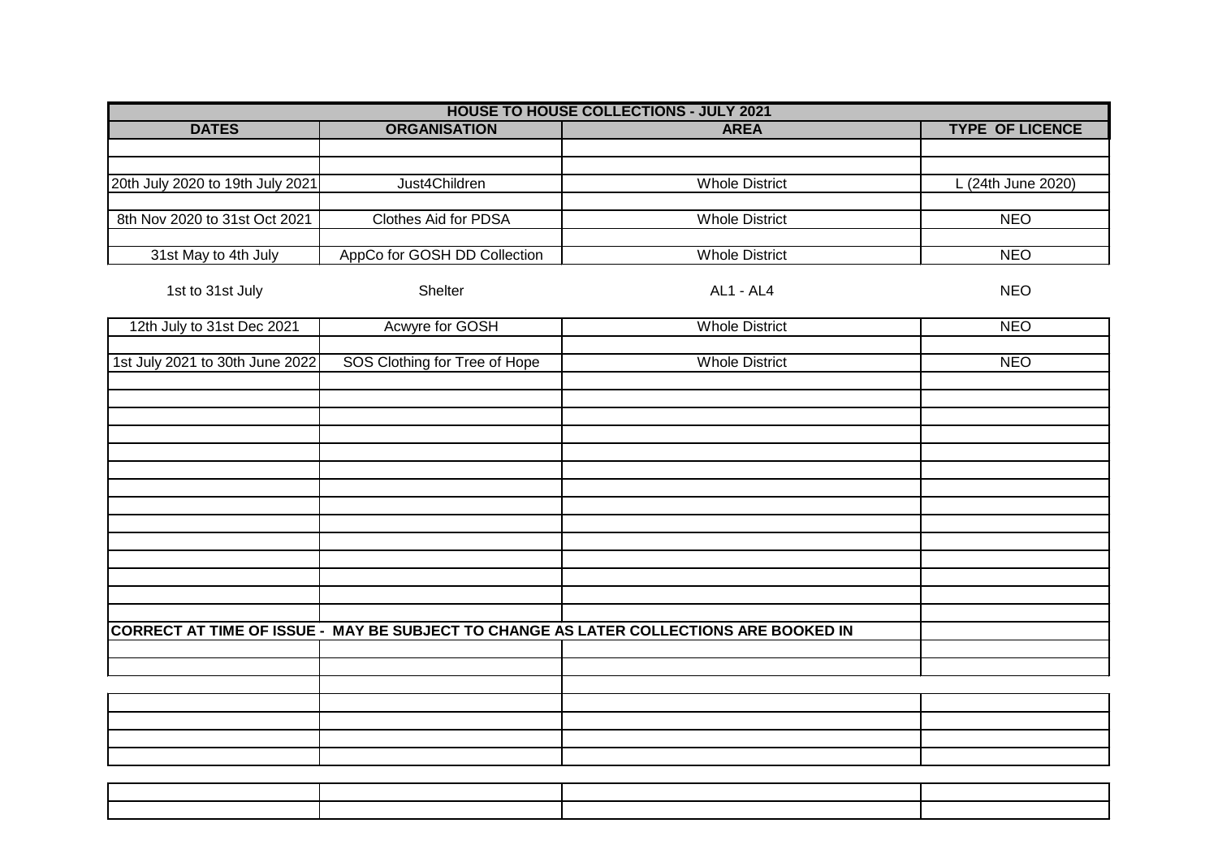| HOUSE TO HOUSE COLLECTIONS - JULY 2021 | | | |
|---|---|---|---|
| **DATES** | **ORGANISATION** | **AREA** | **TYPE OF LICENCE** |
| 20th July 2020 to 19th July 2021 | Just4Children | Whole District | L (24th June 2020) |
| 8th Nov 2020 to 31st Oct 2021 | Clothes Aid for PDSA | Whole District | NEO |
| 31st May to 4th July | AppCo for GOSH DD Collection | Whole District | NEO |
| 1st to 31st July | Shelter | AL1 - AL4 | NEO |
| 12th July to 31st Dec 2021 | Acwyre for GOSH | Whole District | NEO |
| 1st July 2021 to 30th June 2022 | SOS Clothing for Tree of Hope | Whole District | NEO |

**CORRECT AT TIME OF ISSUE - MAY BE SUBJECT TO CHANGE AS LATER COLLECTIONS ARE BOOKED IN**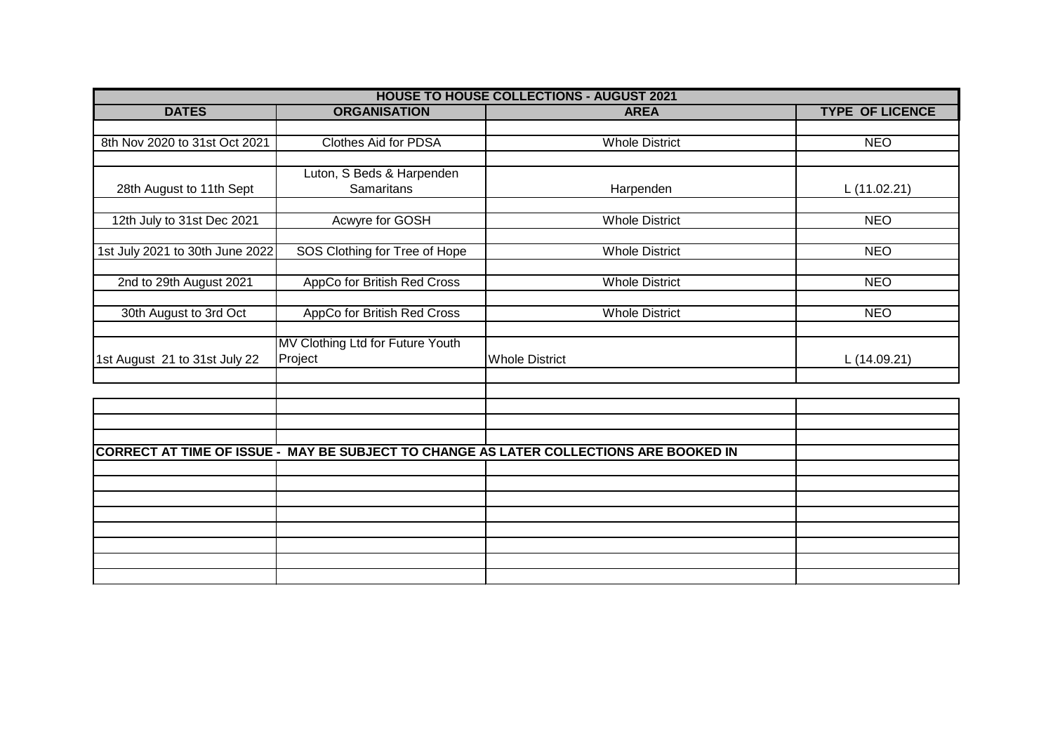| HOUSE TO HOUSE COLLECTIONS - AUGUST 2021 | | | |
|---|---|---|---|
| **DATES** | **ORGANISATION** | **AREA** | **TYPE OF LICENCE** |
| 8th Nov 2020 to 31st Oct 2021 | Clothes Aid for PDSA | Whole District | NEO |
| 28th August to 11th Sept | Luton, S Beds & Harpenden Samaritans | Harpenden | L (11.02.21) |
| 12th July to 31st Dec 2021 | Acwyre for GOSH | Whole District | NEO |
| 1st July 2021 to 30th June 2022 | SOS Clothing for Tree of Hope | Whole District | NEO |
| 2nd to 29th August 2021 | AppCo for British Red Cross | Whole District | NEO |
| 30th August to 3rd Oct | AppCo for British Red Cross | Whole District | NEO |
| 1st August 21 to 31st July 22 | MV Clothing Ltd for Future Youth Project | Whole District | L (14.09.21) |

**CORRECT AT TIME OF ISSUE - MAY BE SUBJECT TO CHANGE AS LATER COLLECTIONS ARE BOOKED IN**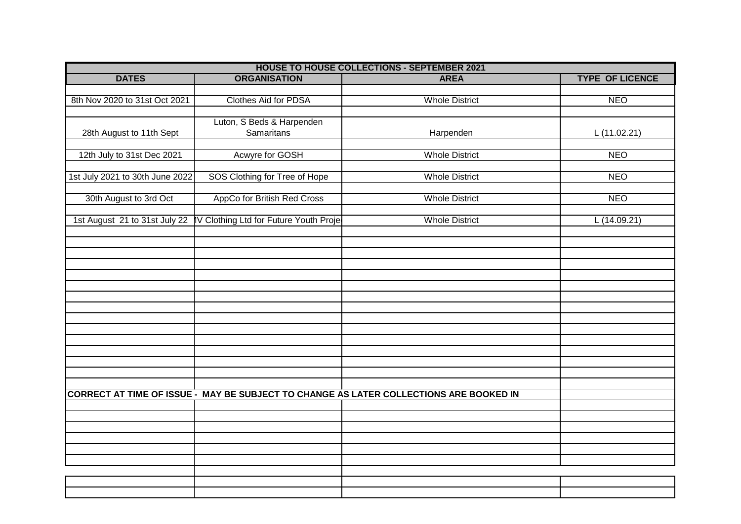| HOUSE TO HOUSE COLLECTIONS - SEPTEMBER 2021 | | | |
|---|---|---|---|
| **DATES** | **ORGANISATION** | **AREA** | **TYPE OF LICENCE** |
| 8th Nov 2020 to 31st Oct 2021 | Clothes Aid for PDSA | Whole District | NEO |
| 28th August to 11th Sept | Luton, S Beds & Harpenden Samaritans | Harpenden | L (11.02.21) |
| 12th July to 31st Dec 2021 | Acwyre for GOSH | Whole District | NEO |
| 1st July 2021 to 30th June 2022 | SOS Clothing for Tree of Hope | Whole District | NEO |
| 30th August to 3rd Oct | AppCo for British Red Cross | Whole District | NEO |
| 1st August 21 to 31st July 22 | IV Clothing Ltd for Future Youth Proje | Whole District | L (14.09.21) |

**CORRECT AT TIME OF ISSUE - MAY BE SUBJECT TO CHANGE AS LATER COLLECTIONS ARE BOOKED IN**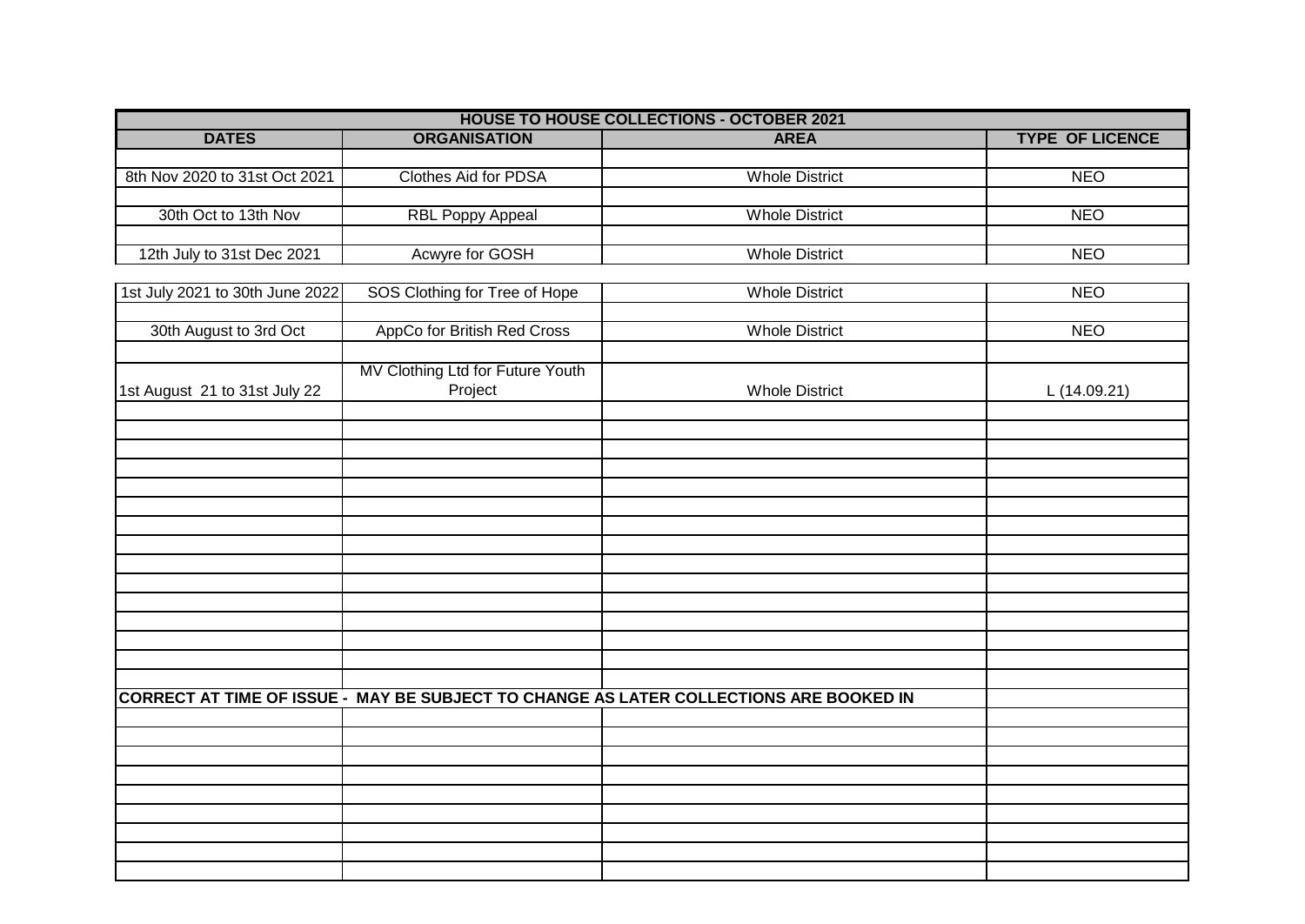| HOUSE TO HOUSE COLLECTIONS - OCTOBER 2021 | | | |
|---|---|---|---|
| **DATES** | **ORGANISATION** | **AREA** | **TYPE OF LICENCE** |
| 8th Nov 2020 to 31st Oct 2021 | Clothes Aid for PDSA | Whole District | NEO |
| 30th Oct to 13th Nov | RBL Poppy Appeal | Whole District | NEO |
| 12th July to 31st Dec 2021 | Acwyre for GOSH | Whole District | NEO |
| 1st July 2021 to 30th June 2022 | SOS Clothing for Tree of Hope | Whole District | NEO |
| 30th August to 3rd Oct | AppCo for British Red Cross | Whole District | NEO |
| 1st August 21 to 31st July 22 | MV Clothing Ltd for Future Youth Project | Whole District | L (14.09.21) |

**CORRECT AT TIME OF ISSUE - MAY BE SUBJECT TO CHANGE AS LATER COLLECTIONS ARE BOOKED IN**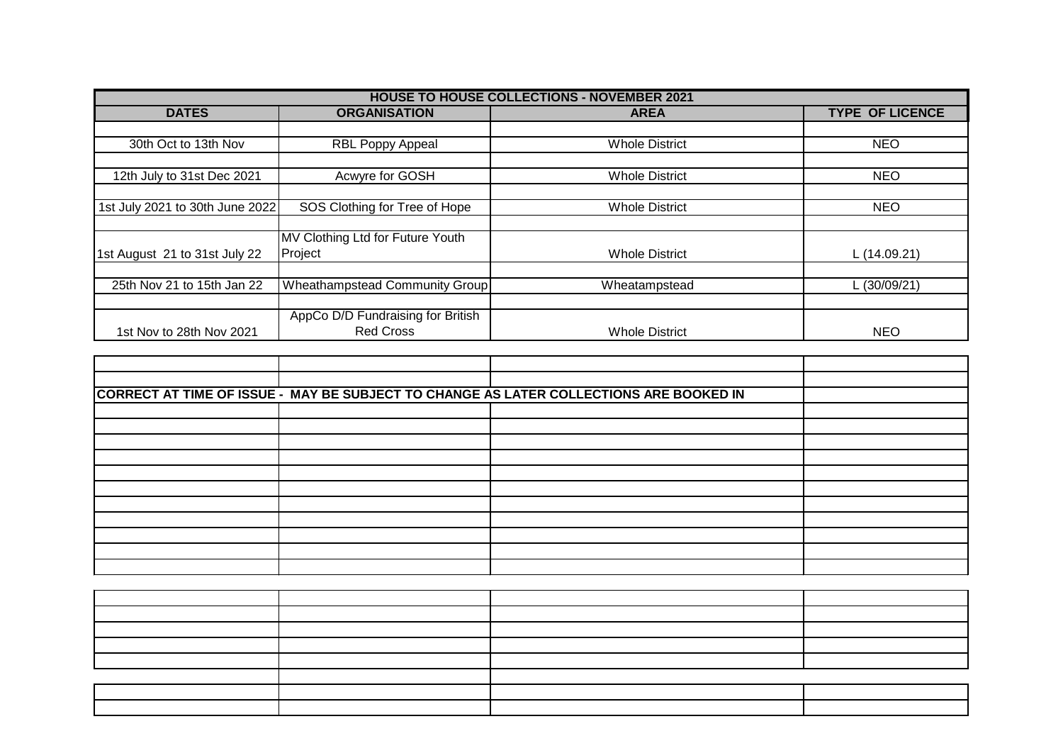| HOUSE TO HOUSE COLLECTIONS - NOVEMBER 2021 | | | |
|---|---|---|---|
| **DATES** | **ORGANISATION** | **AREA** | **TYPE OF LICENCE** |
| 30th Oct to 13th Nov | RBL Poppy Appeal | Whole District | NEO |
| 12th July to 31st Dec 2021 | Acwyre for GOSH | Whole District | NEO |
| 1st July 2021 to 30th June 2022 | SOS Clothing for Tree of Hope | Whole District | NEO |
| 1st August 21 to 31st July 22 | MV Clothing Ltd for Future Youth Project | Whole District | L (14.09.21) |
| 25th Nov 21 to 15th Jan 22 | Wheathampstead Community Group | Wheatampstead | L (30/09/21) |
| 1st Nov to 28th Nov 2021 | AppCo D/D Fundraising for British Red Cross | Whole District | NEO |

**CORRECT AT TIME OF ISSUE - MAY BE SUBJECT TO CHANGE AS LATER COLLECTIONS ARE BOOKED IN**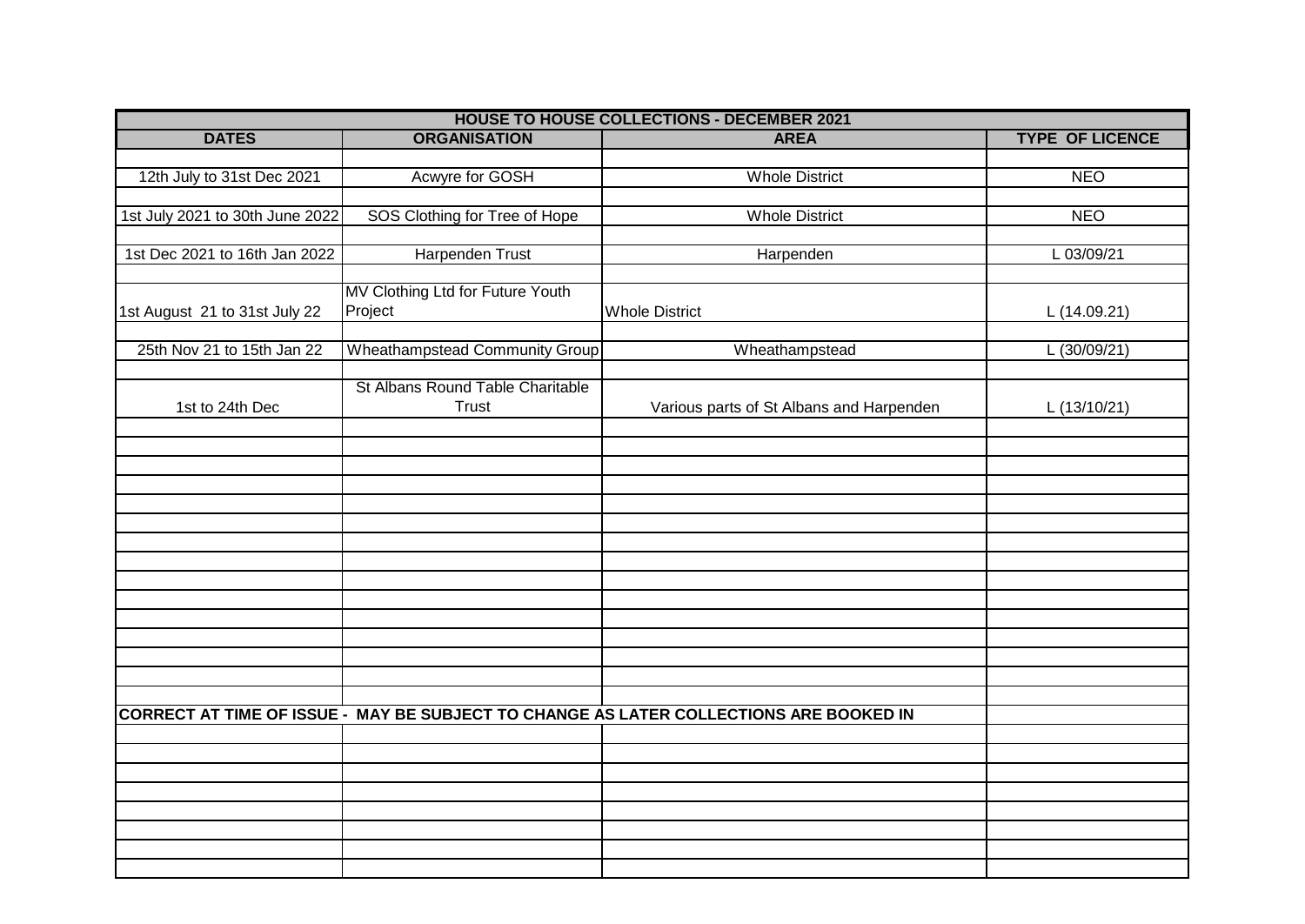| HOUSE TO HOUSE COLLECTIONS - DECEMBER 2021 | | | |
|---|---|---|---|
| **DATES** | **ORGANISATION** | **AREA** | **TYPE OF LICENCE** |
| 12th July to 31st Dec 2021 | Acwyre for GOSH | Whole District | NEO |
| 1st July 2021 to 30th June 2022 | SOS Clothing for Tree of Hope | Whole District | NEO |
| 1st Dec 2021 to 16th Jan 2022 | Harpenden Trust | Harpenden | L 03/09/21 |
| 1st August 21 to 31st July 22 | MV Clothing Ltd for Future Youth Project | Whole District | L (14.09.21) |
| 25th Nov 21 to 15th Jan 22 | Wheathampstead Community Group | Wheathampstead | L (30/09/21) |
| 1st to 24th Dec | St Albans Round Table Charitable Trust | Various parts of St Albans and Harpenden | L (13/10/21) |

**CORRECT AT TIME OF ISSUE - MAY BE SUBJECT TO CHANGE AS LATER COLLECTIONS ARE BOOKED IN**